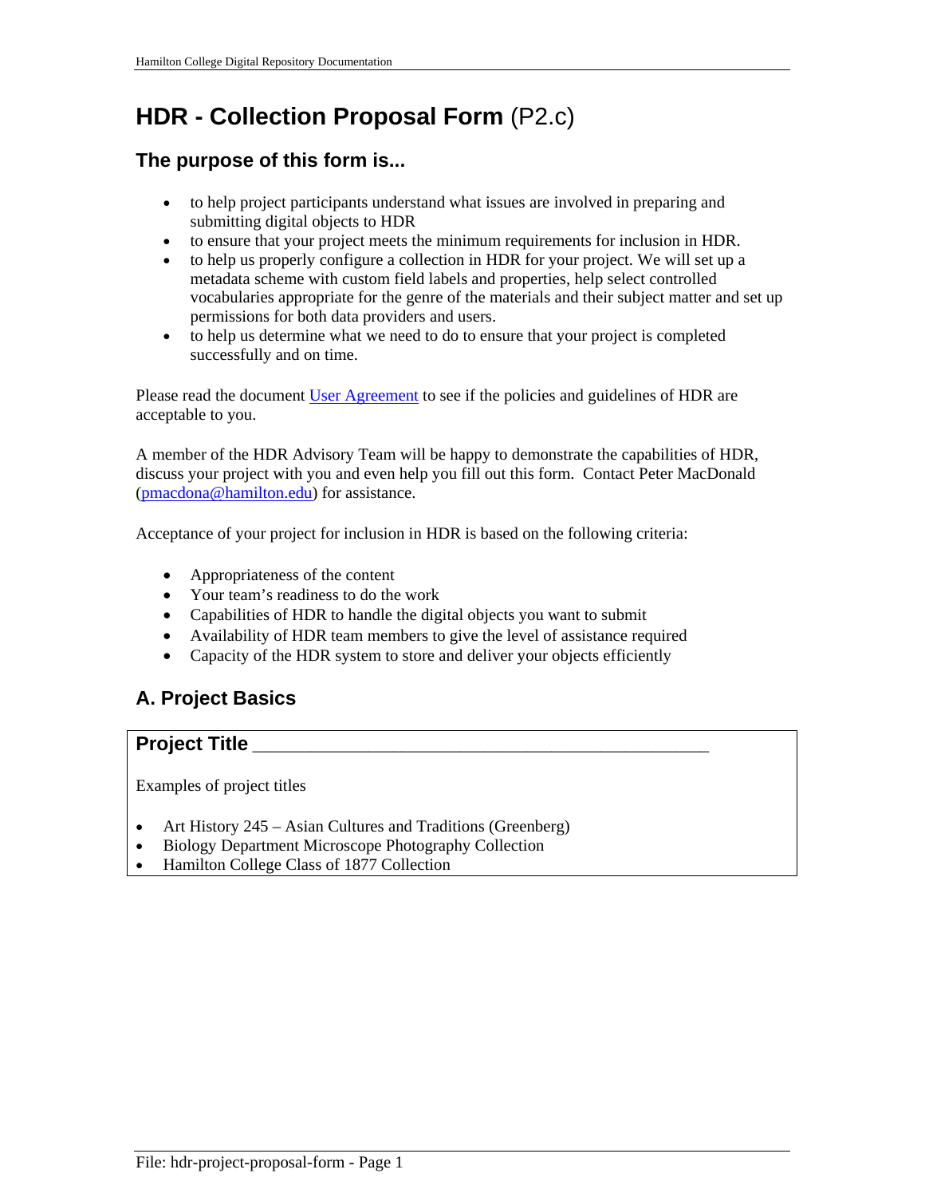# HDR - Collection Proposal Form (P2.c)

## The purpose of this form is...

- to help project participants understand what issues are involved in preparing and submitting digital objects to HDR
- to ensure that your project meets the minimum requirements for inclusion in HDR.
- to help us properly configure a collection in HDR for your project. We will set up a metadata scheme with custom field labels and properties, help select controlled vocabularies appropriate for the genre of the materials and their subject matter and set up permissions for both data providers and users.
- to help us determine what we need to do to ensure that your project is completed successfully and on time.

Please read the document User Agreement to see if the policies and guidelines of HDR are acceptable to you.

A member of the HDR Advisory Team will be happy to demonstrate the capabilities of HDR, discuss your project with you and even help you fill out this form. Contact Peter MacDonald (pmacdona@hamilton.edu) for assistance.

Acceptance of your project for inclusion in HDR is based on the following criteria:

- Appropriateness of the content
- Your team's readiness to do the work
- Capabilities of HDR to handle the digital objects you want to submit
- Availability of HDR team members to give the level of assistance required
- Capacity of the HDR system to store and deliver your objects efficiently

## A. Project Basics

**Project Title** ___________________________________________________

Examples of project titles

- Art History 245 – Asian Cultures and Traditions (Greenberg)
- Biology Department Microscope Photography Collection
- Hamilton College Class of 1877 Collection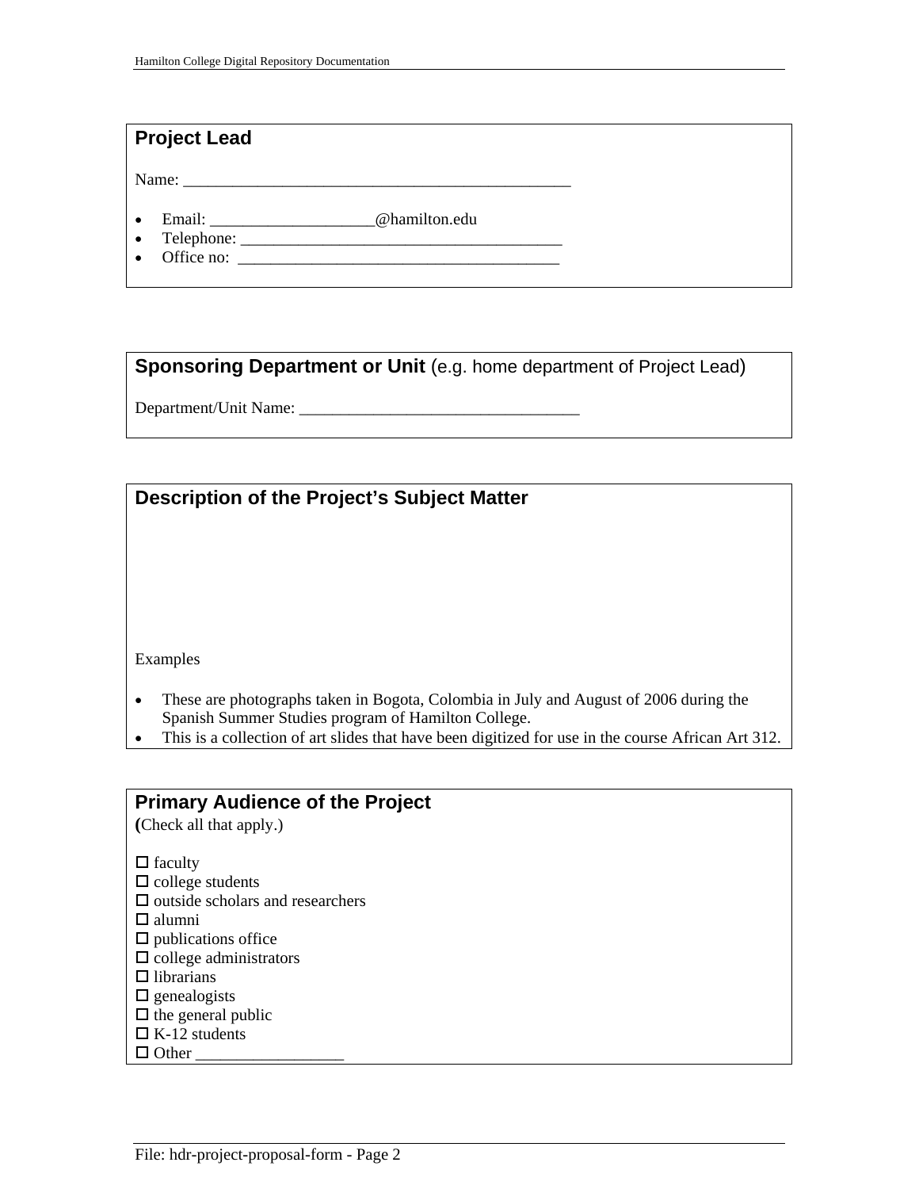## Project Lead

Name: _______________________________________________

- Email: ____________________@hamilton.edu
- Telephone: _______________________________________
- Office no: _______________________________________

## Sponsoring Department or Unit (e.g. home department of Project Lead)

Department/Unit Name: __________________________________

## Description of the Project's Subject Matter

Examples

- These are photographs taken in Bogota, Colombia in July and August of 2006 during the Spanish Summer Studies program of Hamilton College.
- This is a collection of art slides that have been digitized for use in the course African Art 312.

## Primary Audience of the Project

(Check all that apply.)

☐ faculty
☐ college students
☐ outside scholars and researchers
☐ alumni
☐ publications office
☐ college administrators
☐ librarians
☐ genealogists
☐ the general public
☐ K-12 students
☐ Other __________________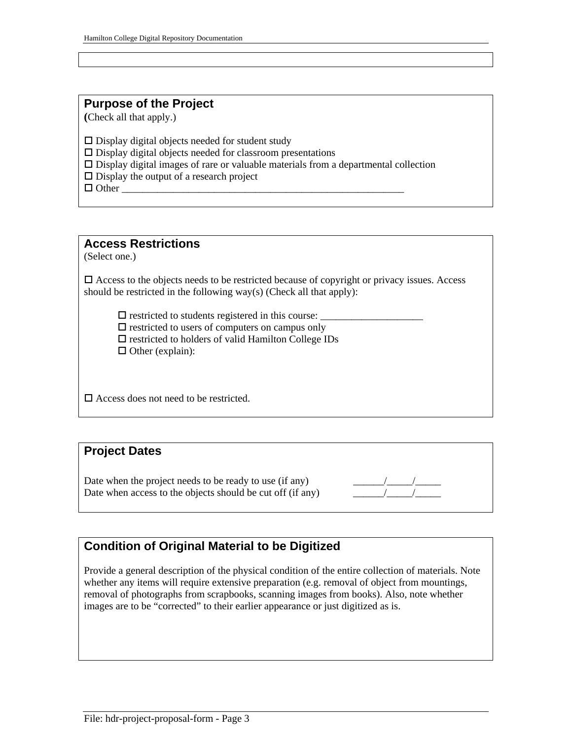## Purpose of the Project

**(**Check all that apply.)

☐ Display digital objects needed for student study
☐ Display digital objects needed for classroom presentations
☐ Display digital images of rare or valuable materials from a departmental collection
☐ Display the output of a research project
☐ Other ___________________________________________________________

## Access Restrictions

(Select one.)

☐ Access to the objects needs to be restricted because of copyright or privacy issues. Access should be restricted in the following way(s) (Check all that apply):

- ☐ restricted to students registered in this course: ____________________
- ☐ restricted to users of computers on campus only
- ☐ restricted to holders of valid Hamilton College IDs
- ☐ Other (explain):

☐ Access does not need to be restricted.

## Project Dates

Date when the project needs to be ready to use (if any) ______/_____/_____
Date when access to the objects should be cut off (if any) ______/_____/_____

## Condition of Original Material to be Digitized

Provide a general description of the physical condition of the entire collection of materials. Note whether any items will require extensive preparation (e.g. removal of object from mountings, removal of photographs from scrapbooks, scanning images from books). Also, note whether images are to be "corrected" to their earlier appearance or just digitized as is.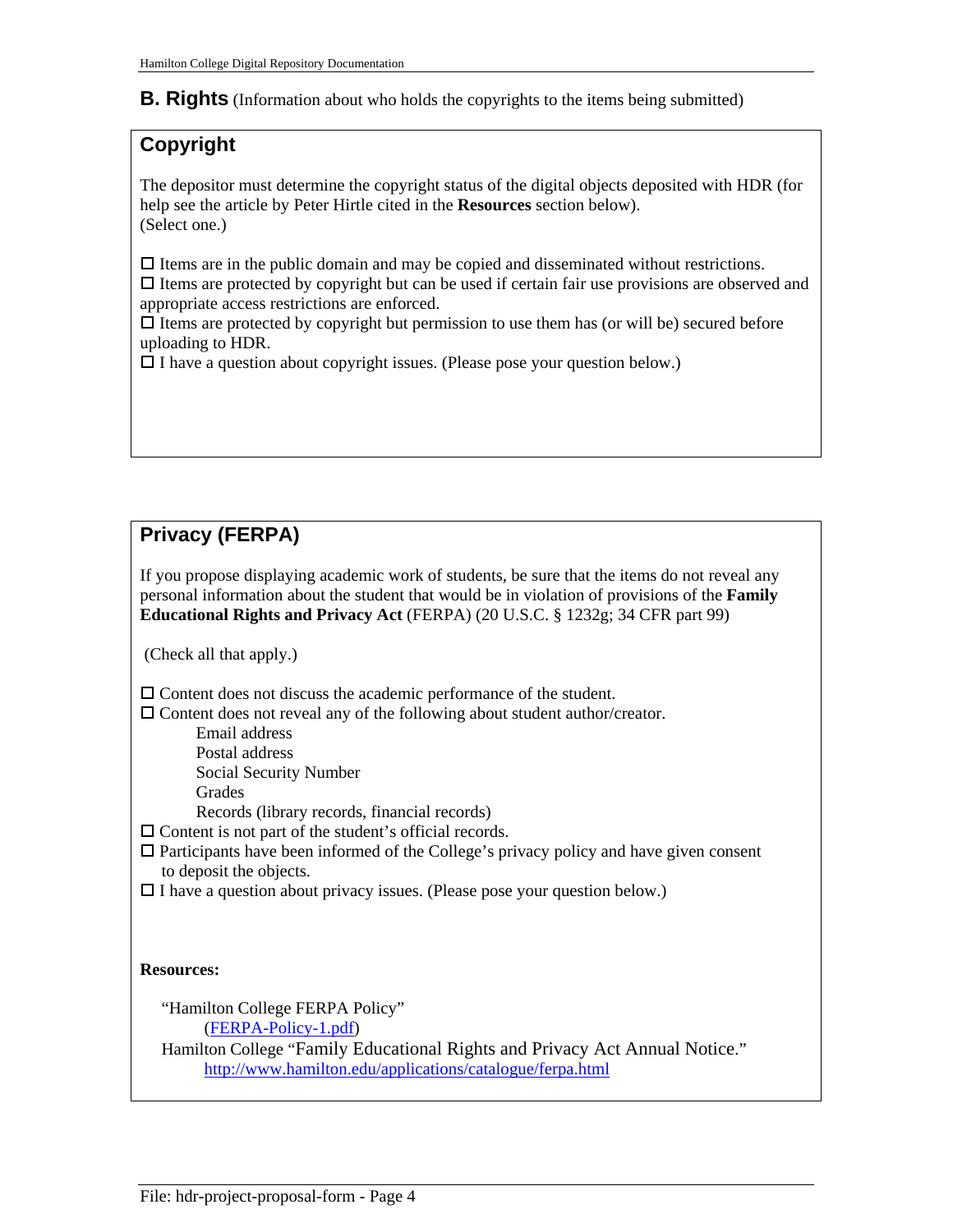## B. Rights (Information about who holds the copyrights to the items being submitted)

### Copyright

The depositor must determine the copyright status of the digital objects deposited with HDR (for help see the article by Peter Hirtle cited in the **Resources** section below).
(Select one.)

☐ Items are in the public domain and may be copied and disseminated without restrictions.
☐ Items are protected by copyright but can be used if certain fair use provisions are observed and appropriate access restrictions are enforced.
☐ Items are protected by copyright but permission to use them has (or will be) secured before uploading to HDR.
☐ I have a question about copyright issues. (Please pose your question below.)

### Privacy (FERPA)

If you propose displaying academic work of students, be sure that the items do not reveal any personal information about the student that would be in violation of provisions of the **Family Educational Rights and Privacy Act** (FERPA) (20 U.S.C. § 1232g; 34 CFR part 99)

(Check all that apply.)

☐ Content does not discuss the academic performance of the student.
☐ Content does not reveal any of the following about student author/creator.
- Email address
- Postal address
- Social Security Number
- Grades
- Records (library records, financial records)

☐ Content is not part of the student's official records.
☐ Participants have been informed of the College's privacy policy and have given consent to deposit the objects.
☐ I have a question about privacy issues. (Please pose your question below.)

**Resources:**

"Hamilton College FERPA Policy"
(FERPA-Policy-1.pdf)
Hamilton College "Family Educational Rights and Privacy Act Annual Notice."
http://www.hamilton.edu/applications/catalogue/ferpa.html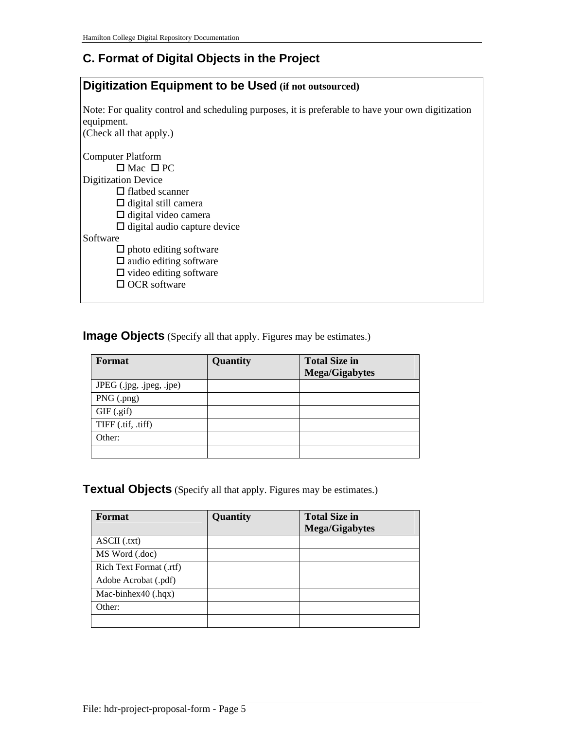## C. Format of Digital Objects in the Project

### Digitization Equipment to be Used **(if not outsourced)**

Note: For quality control and scheduling purposes, it is preferable to have your own digitization equipment.
(Check all that apply.)

Computer Platform

- ☐ Mac ☐ PC

Digitization Device

- ☐ flatbed scanner
- ☐ digital still camera
- ☐ digital video camera
- ☐ digital audio capture device

Software

- ☐ photo editing software
- ☐ audio editing software
- ☐ video editing software
- ☐ OCR software

### Image Objects (Specify all that apply. Figures may be estimates.)

| Format | Quantity | Total Size in Mega/Gigabytes |
|---|---|---|
| JPEG (.jpg, .jpeg, .jpe) | | |
| PNG (.png) | | |
| GIF (.gif) | | |
| TIFF (.tif, .tiff) | | |
| Other: | | |
| | | |

### Textual Objects (Specify all that apply. Figures may be estimates.)

| Format | Quantity | Total Size in Mega/Gigabytes |
|---|---|---|
| ASCII (.txt) | | |
| MS Word (.doc) | | |
| Rich Text Format (.rtf) | | |
| Adobe Acrobat (.pdf) | | |
| Mac-binhex40 (.hqx) | | |
| Other: | | |
| | | |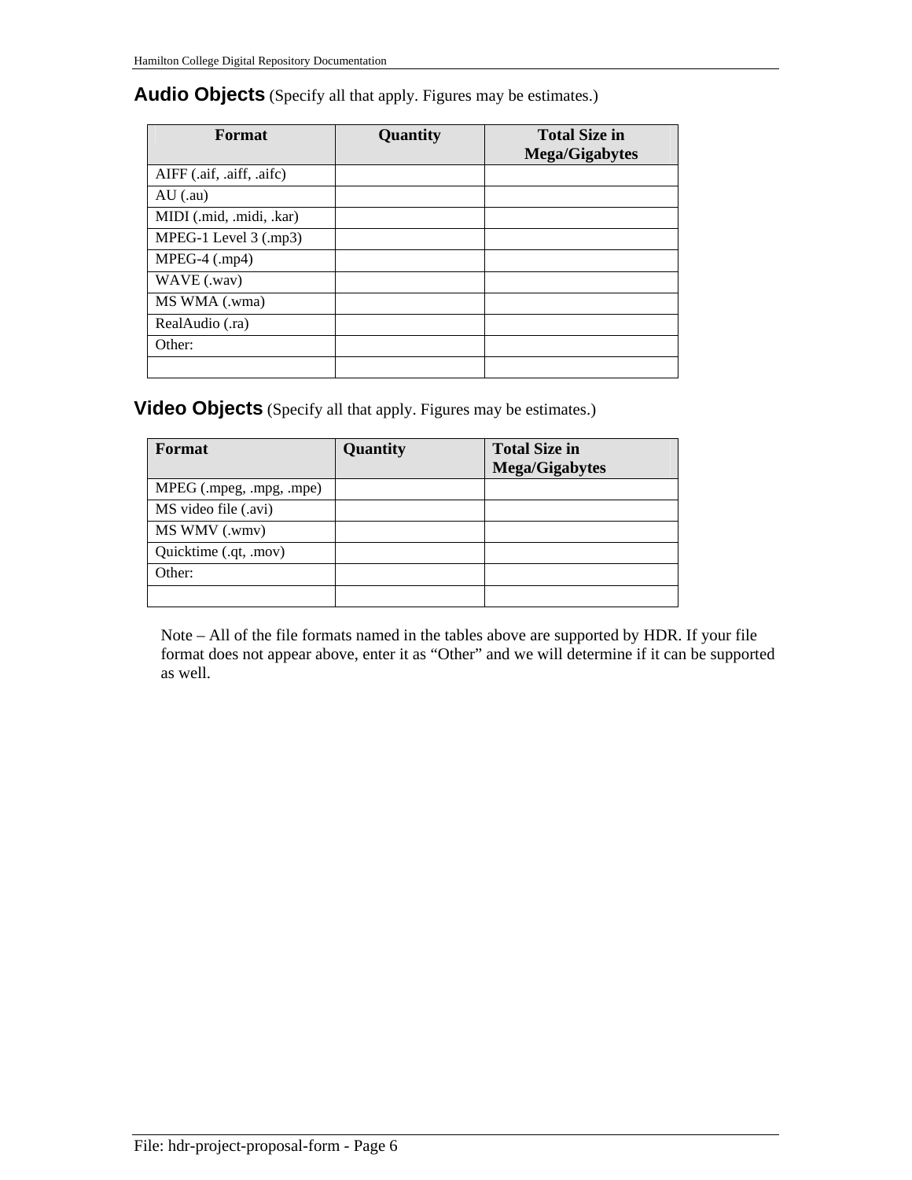## Audio Objects (Specify all that apply. Figures may be estimates.)

| Format | Quantity | Total Size in Mega/Gigabytes |
|---|---|---|
| AIFF (.aif, .aiff, .aifc) | | |
| AU (.au) | | |
| MIDI (.mid, .midi, .kar) | | |
| MPEG-1 Level 3 (.mp3) | | |
| MPEG-4 (.mp4) | | |
| WAVE (.wav) | | |
| MS WMA (.wma) | | |
| RealAudio (.ra) | | |
| Other: | | |
| | | |

## Video Objects (Specify all that apply. Figures may be estimates.)

| Format | Quantity | Total Size in Mega/Gigabytes |
|---|---|---|
| MPEG (.mpeg, .mpg, .mpe) | | |
| MS video file (.avi) | | |
| MS WMV (.wmv) | | |
| Quicktime (.qt, .mov) | | |
| Other: | | |
| | | |

Note – All of the file formats named in the tables above are supported by HDR. If your file format does not appear above, enter it as "Other" and we will determine if it can be supported as well.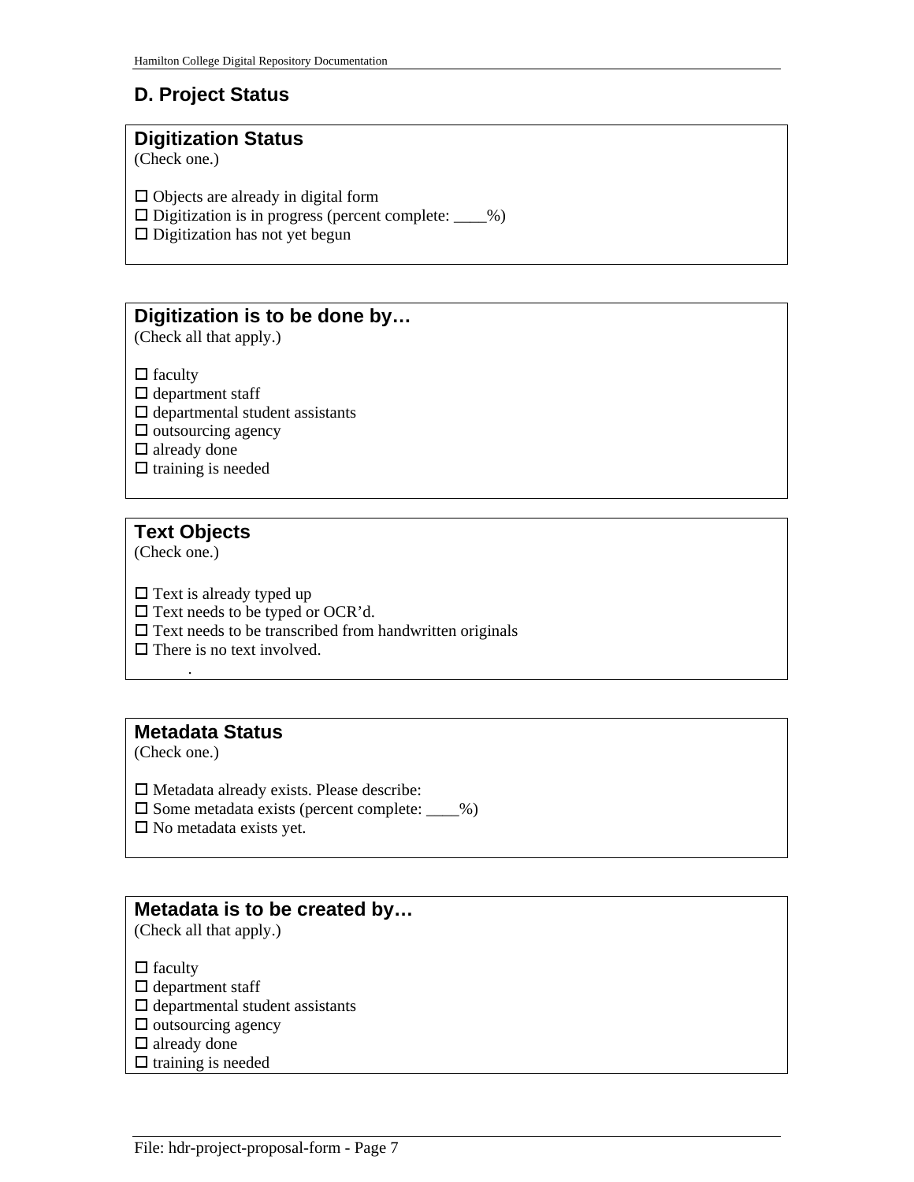## D. Project Status

### Digitization Status

(Check one.)

- ☐ Objects are already in digital form
- ☐ Digitization is in progress (percent complete: ____%)
- ☐ Digitization has not yet begun

### Digitization is to be done by…

(Check all that apply.)

- ☐ faculty
- ☐ department staff
- ☐ departmental student assistants
- ☐ outsourcing agency
- ☐ already done
- ☐ training is needed

### Text Objects

(Check one.)

- ☐ Text is already typed up
- ☐ Text needs to be typed or OCR'd.
- ☐ Text needs to be transcribed from handwritten originals
- ☐ There is no text involved.

### Metadata Status

(Check one.)

- ☐ Metadata already exists. Please describe:
- ☐ Some metadata exists (percent complete: ____%)
- ☐ No metadata exists yet.

### Metadata is to be created by…

(Check all that apply.)

- ☐ faculty
- ☐ department staff
- ☐ departmental student assistants
- ☐ outsourcing agency
- ☐ already done
- ☐ training is needed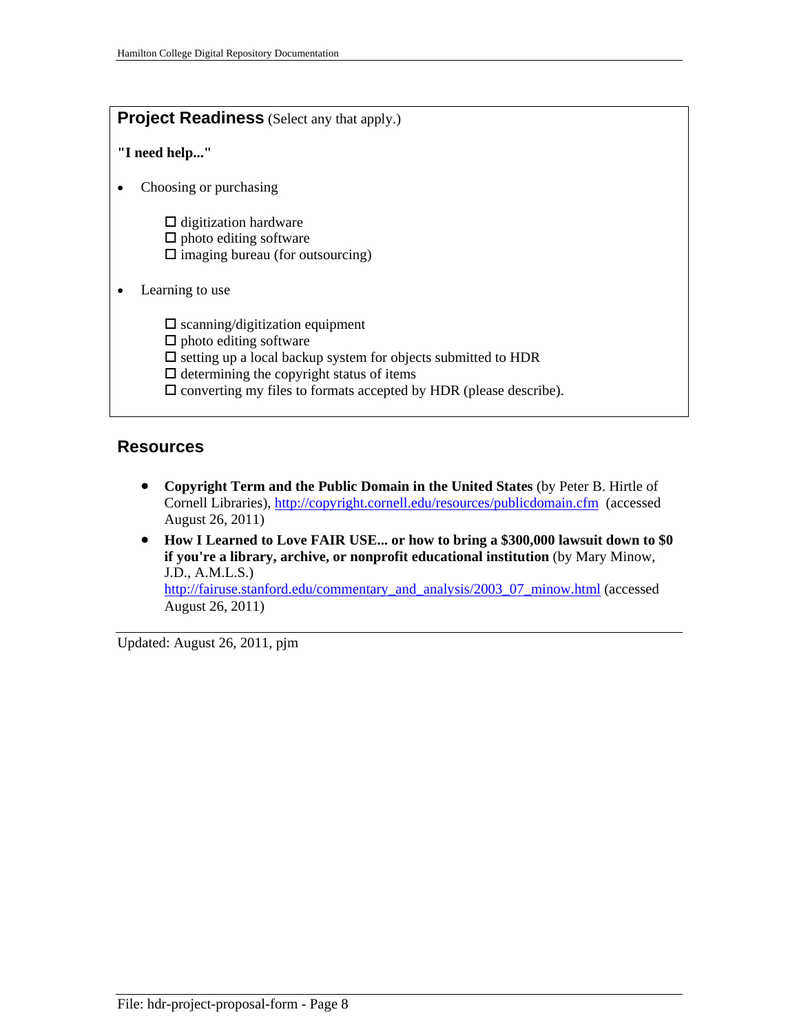## Project Readiness (Select any that apply.)

**"I need help..."**

- Choosing or purchasing

  ☐ digitization hardware
  ☐ photo editing software
  ☐ imaging bureau (for outsourcing)

- Learning to use

  ☐ scanning/digitization equipment
  ☐ photo editing software
  ☐ setting up a local backup system for objects submitted to HDR
  ☐ determining the copyright status of items
  ☐ converting my files to formats accepted by HDR (please describe).

## Resources

- **Copyright Term and the Public Domain in the United States** (by Peter B. Hirtle of Cornell Libraries), http://copyright.cornell.edu/resources/publicdomain.cfm (accessed August 26, 2011)
- **How I Learned to Love FAIR USE... or how to bring a $300,000 lawsuit down to $0 if you're a library, archive, or nonprofit educational institution** (by Mary Minow, J.D., A.M.L.S.) http://fairuse.stanford.edu/commentary_and_analysis/2003_07_minow.html (accessed August 26, 2011)

---

Updated: August 26, 2011, pjm